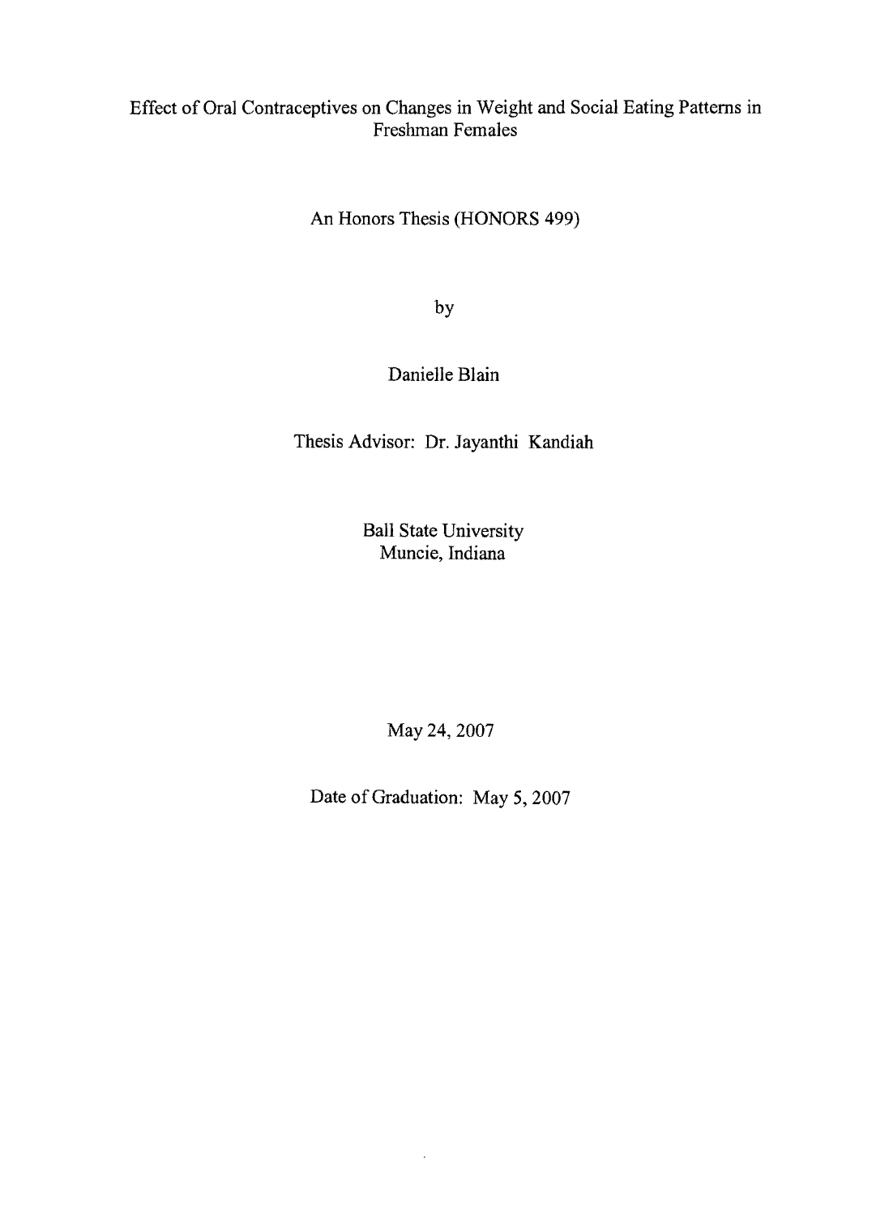# Effect of Oral Contraceptives on Changes in Weight and Social Eating Patterns in Freshman Females

An Honors Thesis (HONORS 499)

by

Danielle Blain

Thesis Advisor: Dr. Jayanthi Kandiah

Ball State University
Muncie, Indiana

May 24, 2007

Date of Graduation: May 5, 2007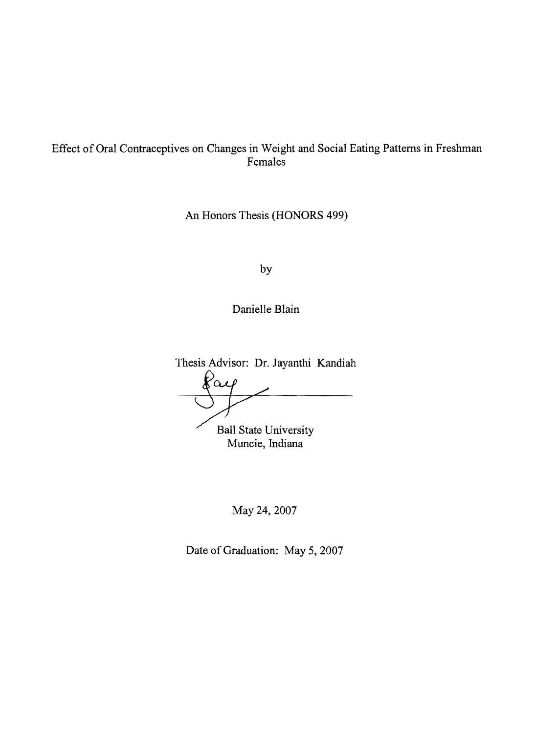Effect of Oral Contraceptives on Changes in Weight and Social Eating Patterns in Freshman Females

An Honors Thesis (HONORS 499)

by

Danielle Blain

Thesis Advisor: Dr. Jayanthi Kandiah

Ball State University
Muncie, Indiana

May 24, 2007

Date of Graduation: May 5, 2007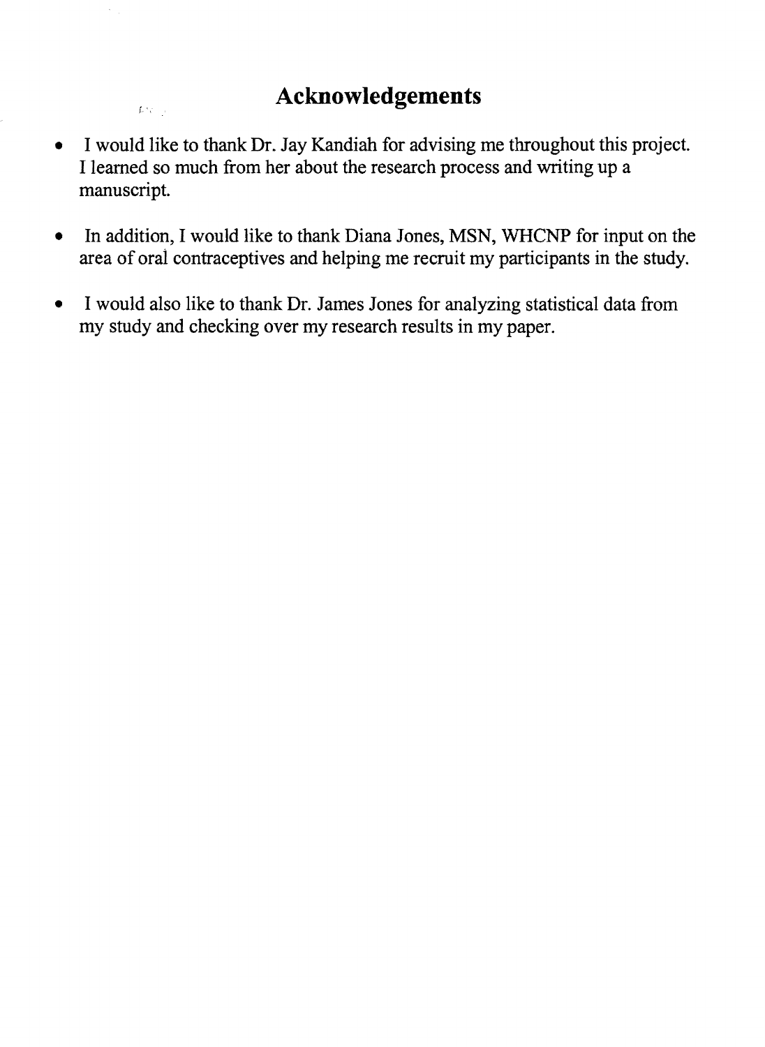# Acknowledgements

- I would like to thank Dr. Jay Kandiah for advising me throughout this project. I learned so much from her about the research process and writing up a manuscript.

- In addition, I would like to thank Diana Jones, MSN, WHCNP for input on the area of oral contraceptives and helping me recruit my participants in the study.

- I would also like to thank Dr. James Jones for analyzing statistical data from my study and checking over my research results in my paper.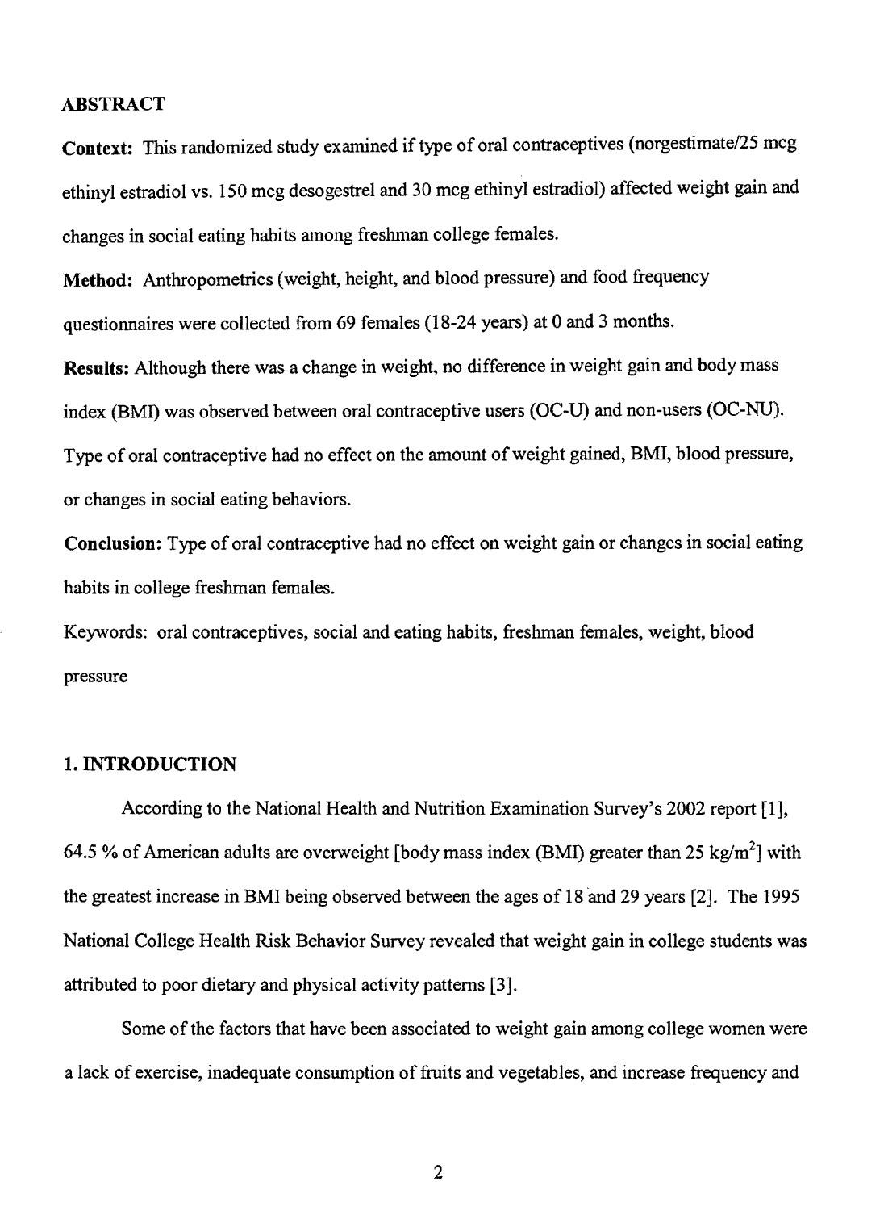## ABSTRACT

**Context:** This randomized study examined if type of oral contraceptives (norgestimate/25 mcg ethinyl estradiol vs. 150 mcg desogestrel and 30 mcg ethinyl estradiol) affected weight gain and changes in social eating habits among freshman college females.

**Method:** Anthropometrics (weight, height, and blood pressure) and food frequency questionnaires were collected from 69 females (18-24 years) at 0 and 3 months.

**Results:** Although there was a change in weight, no difference in weight gain and body mass index (BMI) was observed between oral contraceptive users (OC-U) and non-users (OC-NU). Type of oral contraceptive had no effect on the amount of weight gained, BMI, blood pressure, or changes in social eating behaviors.

**Conclusion:** Type of oral contraceptive had no effect on weight gain or changes in social eating habits in college freshman females.

Keywords: oral contraceptives, social and eating habits, freshman females, weight, blood pressure

## 1. INTRODUCTION

According to the National Health and Nutrition Examination Survey's 2002 report [1], 64.5 % of American adults are overweight [body mass index (BMI) greater than 25 kg/m$^2$] with the greatest increase in BMI being observed between the ages of 18 and 29 years [2]. The 1995 National College Health Risk Behavior Survey revealed that weight gain in college students was attributed to poor dietary and physical activity patterns [3].

Some of the factors that have been associated to weight gain among college women were a lack of exercise, inadequate consumption of fruits and vegetables, and increase frequency and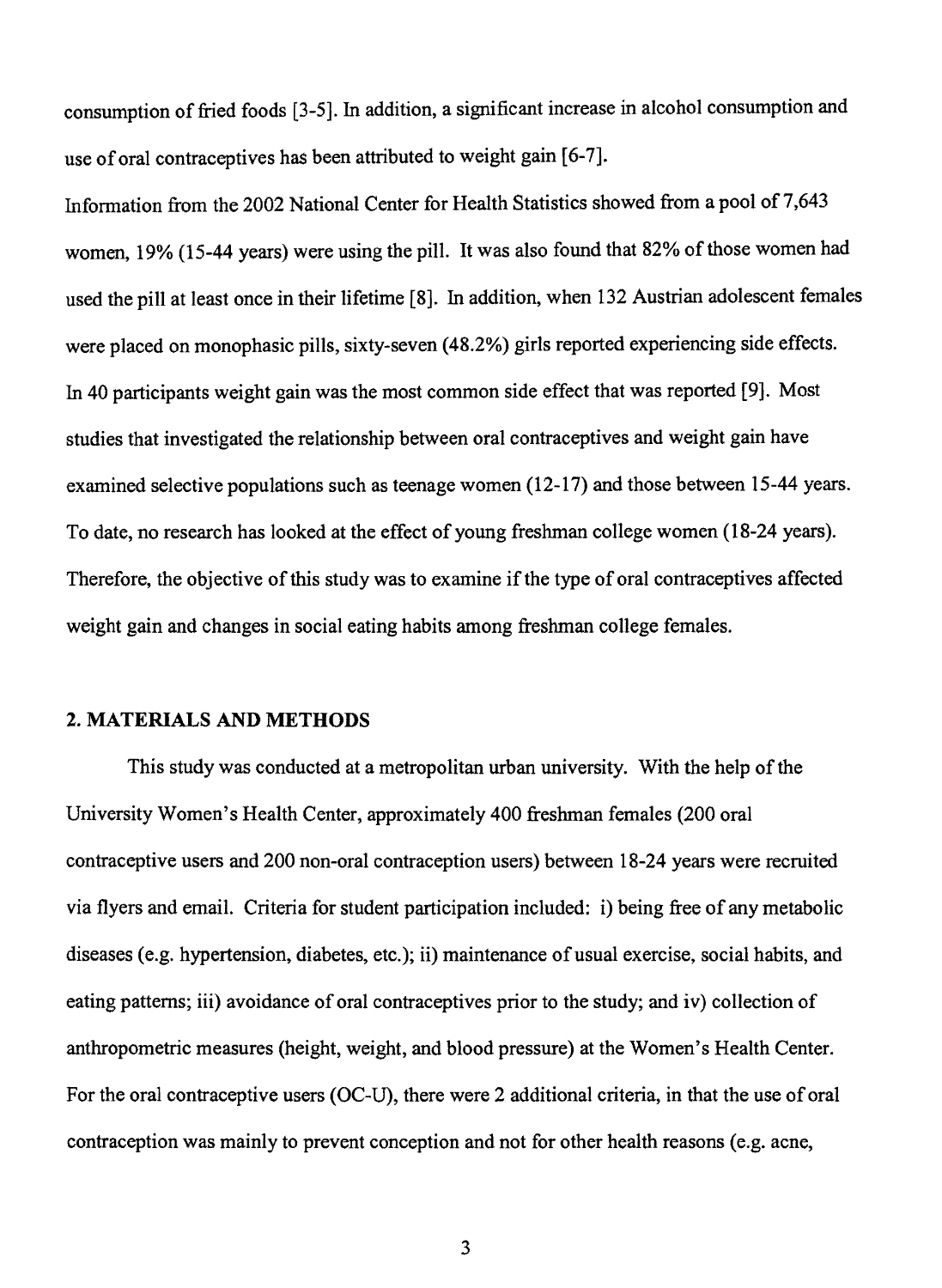consumption of fried foods [3-5]. In addition, a significant increase in alcohol consumption and use of oral contraceptives has been attributed to weight gain [6-7].

Information from the 2002 National Center for Health Statistics showed from a pool of 7,643 women, 19% (15-44 years) were using the pill. It was also found that 82% of those women had used the pill at least once in their lifetime [8]. In addition, when 132 Austrian adolescent females were placed on monophasic pills, sixty-seven (48.2%) girls reported experiencing side effects. In 40 participants weight gain was the most common side effect that was reported [9]. Most studies that investigated the relationship between oral contraceptives and weight gain have examined selective populations such as teenage women (12-17) and those between 15-44 years. To date, no research has looked at the effect of young freshman college women (18-24 years). Therefore, the objective of this study was to examine if the type of oral contraceptives affected weight gain and changes in social eating habits among freshman college females.

## 2. MATERIALS AND METHODS

This study was conducted at a metropolitan urban university. With the help of the University Women's Health Center, approximately 400 freshman females (200 oral contraceptive users and 200 non-oral contraception users) between 18-24 years were recruited via flyers and email. Criteria for student participation included: i) being free of any metabolic diseases (e.g. hypertension, diabetes, etc.); ii) maintenance of usual exercise, social habits, and eating patterns; iii) avoidance of oral contraceptives prior to the study; and iv) collection of anthropometric measures (height, weight, and blood pressure) at the Women's Health Center. For the oral contraceptive users (OC-U), there were 2 additional criteria, in that the use of oral contraception was mainly to prevent conception and not for other health reasons (e.g. acne,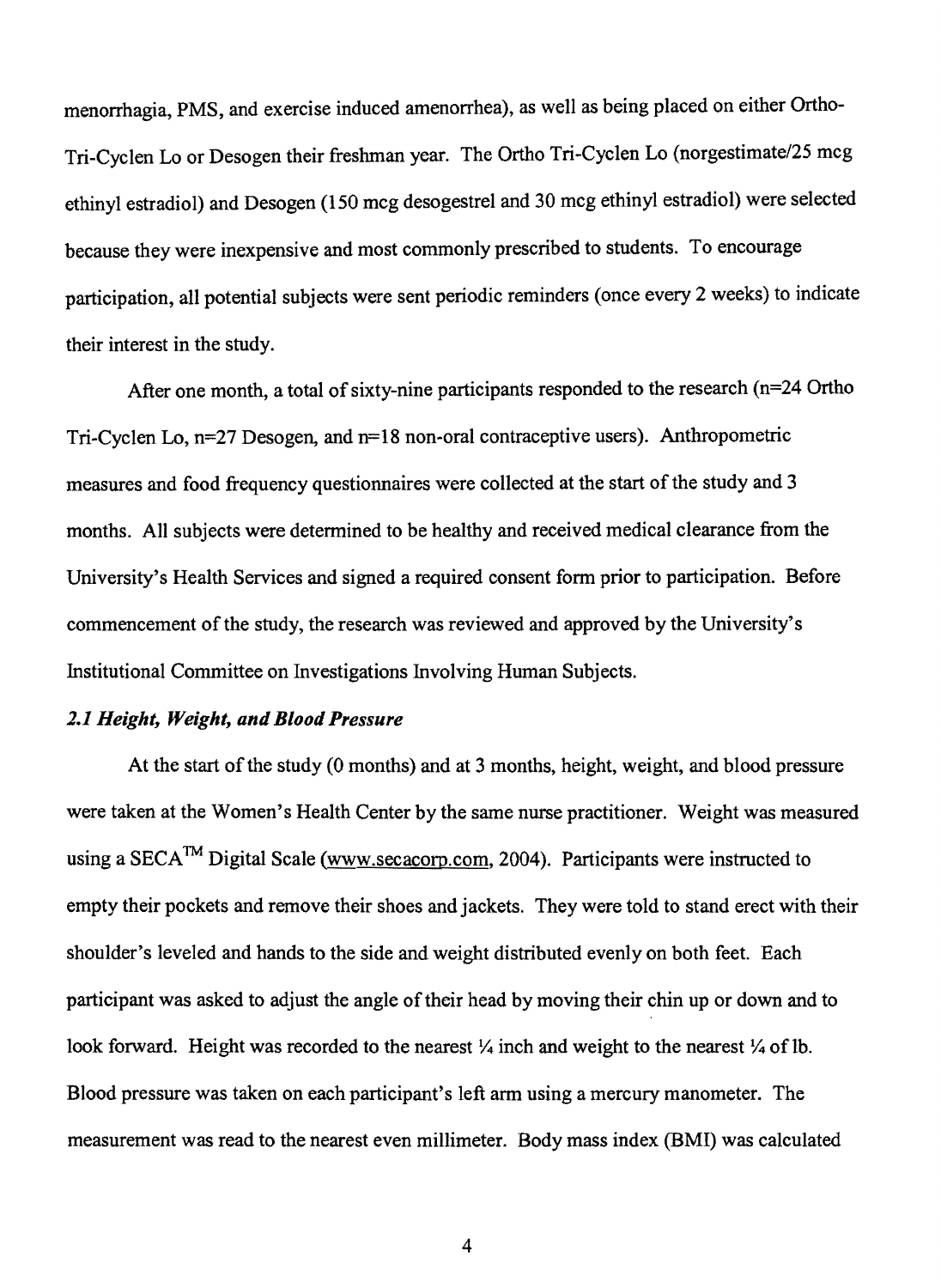menorrhagia, PMS, and exercise induced amenorrhea), as well as being placed on either Ortho-Tri-Cyclen Lo or Desogen their freshman year. The Ortho Tri-Cyclen Lo (norgestimate/25 mcg ethinyl estradiol) and Desogen (150 mcg desogestrel and 30 mcg ethinyl estradiol) were selected because they were inexpensive and most commonly prescribed to students. To encourage participation, all potential subjects were sent periodic reminders (once every 2 weeks) to indicate their interest in the study.

After one month, a total of sixty-nine participants responded to the research (n=24 Ortho Tri-Cyclen Lo, n=27 Desogen, and n=18 non-oral contraceptive users). Anthropometric measures and food frequency questionnaires were collected at the start of the study and 3 months. All subjects were determined to be healthy and received medical clearance from the University's Health Services and signed a required consent form prior to participation. Before commencement of the study, the research was reviewed and approved by the University's Institutional Committee on Investigations Involving Human Subjects.

### *2.1 Height, Weight, and Blood Pressure*

At the start of the study (0 months) and at 3 months, height, weight, and blood pressure were taken at the Women's Health Center by the same nurse practitioner. Weight was measured using a SECA™ Digital Scale (www.secacorp.com, 2004). Participants were instructed to empty their pockets and remove their shoes and jackets. They were told to stand erect with their shoulder's leveled and hands to the side and weight distributed evenly on both feet. Each participant was asked to adjust the angle of their head by moving their chin up or down and to look forward. Height was recorded to the nearest ¼ inch and weight to the nearest ¼ of lb. Blood pressure was taken on each participant's left arm using a mercury manometer. The measurement was read to the nearest even millimeter. Body mass index (BMI) was calculated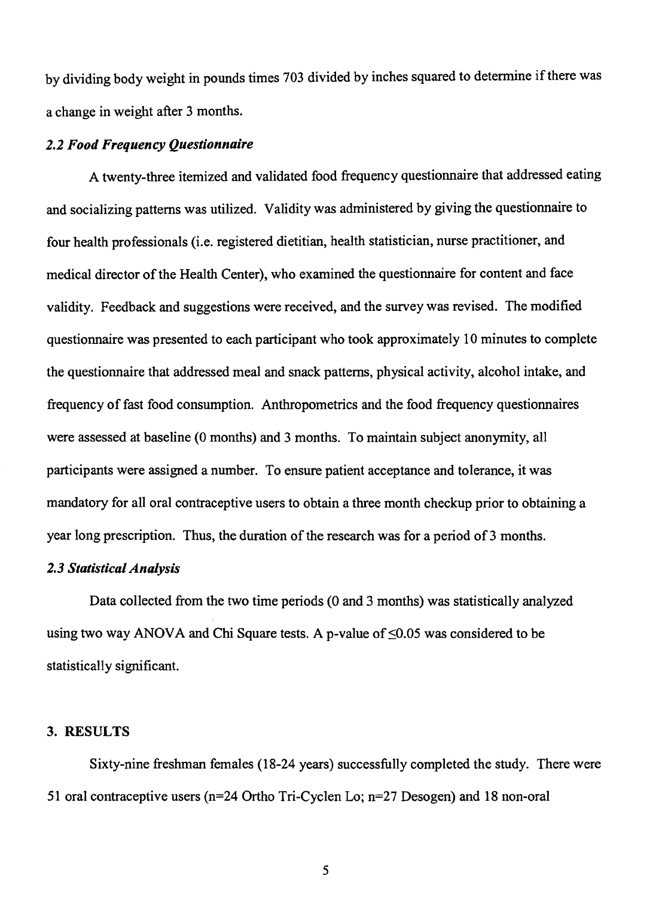by dividing body weight in pounds times 703 divided by inches squared to determine if there was a change in weight after 3 months.

### *2.2 Food Frequency Questionnaire*

A twenty-three itemized and validated food frequency questionnaire that addressed eating and socializing patterns was utilized. Validity was administered by giving the questionnaire to four health professionals (i.e. registered dietitian, health statistician, nurse practitioner, and medical director of the Health Center), who examined the questionnaire for content and face validity. Feedback and suggestions were received, and the survey was revised. The modified questionnaire was presented to each participant who took approximately 10 minutes to complete the questionnaire that addressed meal and snack patterns, physical activity, alcohol intake, and frequency of fast food consumption. Anthropometrics and the food frequency questionnaires were assessed at baseline (0 months) and 3 months. To maintain subject anonymity, all participants were assigned a number. To ensure patient acceptance and tolerance, it was mandatory for all oral contraceptive users to obtain a three month checkup prior to obtaining a year long prescription. Thus, the duration of the research was for a period of 3 months.

### *2.3 Statistical Analysis*

Data collected from the two time periods (0 and 3 months) was statistically analyzed using two way ANOVA and Chi Square tests. A p-value of $\leq 0.05$ was considered to be statistically significant.

## 3. RESULTS

Sixty-nine freshman females (18-24 years) successfully completed the study. There were 51 oral contraceptive users (n=24 Ortho Tri-Cyclen Lo; n=27 Desogen) and 18 non-oral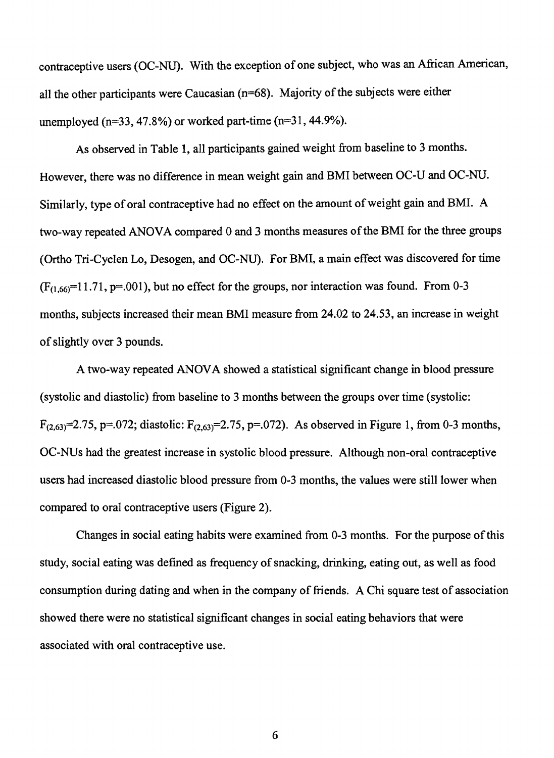contraceptive users (OC-NU). With the exception of one subject, who was an African American, all the other participants were Caucasian (n=68). Majority of the subjects were either unemployed (n=33, 47.8%) or worked part-time (n=31, 44.9%).

As observed in Table 1, all participants gained weight from baseline to 3 months. However, there was no difference in mean weight gain and BMI between OC-U and OC-NU. Similarly, type of oral contraceptive had no effect on the amount of weight gain and BMI. A two-way repeated ANOVA compared 0 and 3 months measures of the BMI for the three groups (Ortho Tri-Cyclen Lo, Desogen, and OC-NU). For BMI, a main effect was discovered for time ($F_{(1,66)}=11.71$, $p=.001$), but no effect for the groups, nor interaction was found. From 0-3 months, subjects increased their mean BMI measure from 24.02 to 24.53, an increase in weight of slightly over 3 pounds.

A two-way repeated ANOVA showed a statistical significant change in blood pressure (systolic and diastolic) from baseline to 3 months between the groups over time (systolic: $F_{(2,63)}=2.75$, $p=.072$; diastolic: $F_{(2,63)}=2.75$, $p=.072$). As observed in Figure 1, from 0-3 months, OC-NUs had the greatest increase in systolic blood pressure. Although non-oral contraceptive users had increased diastolic blood pressure from 0-3 months, the values were still lower when compared to oral contraceptive users (Figure 2).

Changes in social eating habits were examined from 0-3 months. For the purpose of this study, social eating was defined as frequency of snacking, drinking, eating out, as well as food consumption during dating and when in the company of friends. A Chi square test of association showed there were no statistical significant changes in social eating behaviors that were associated with oral contraceptive use.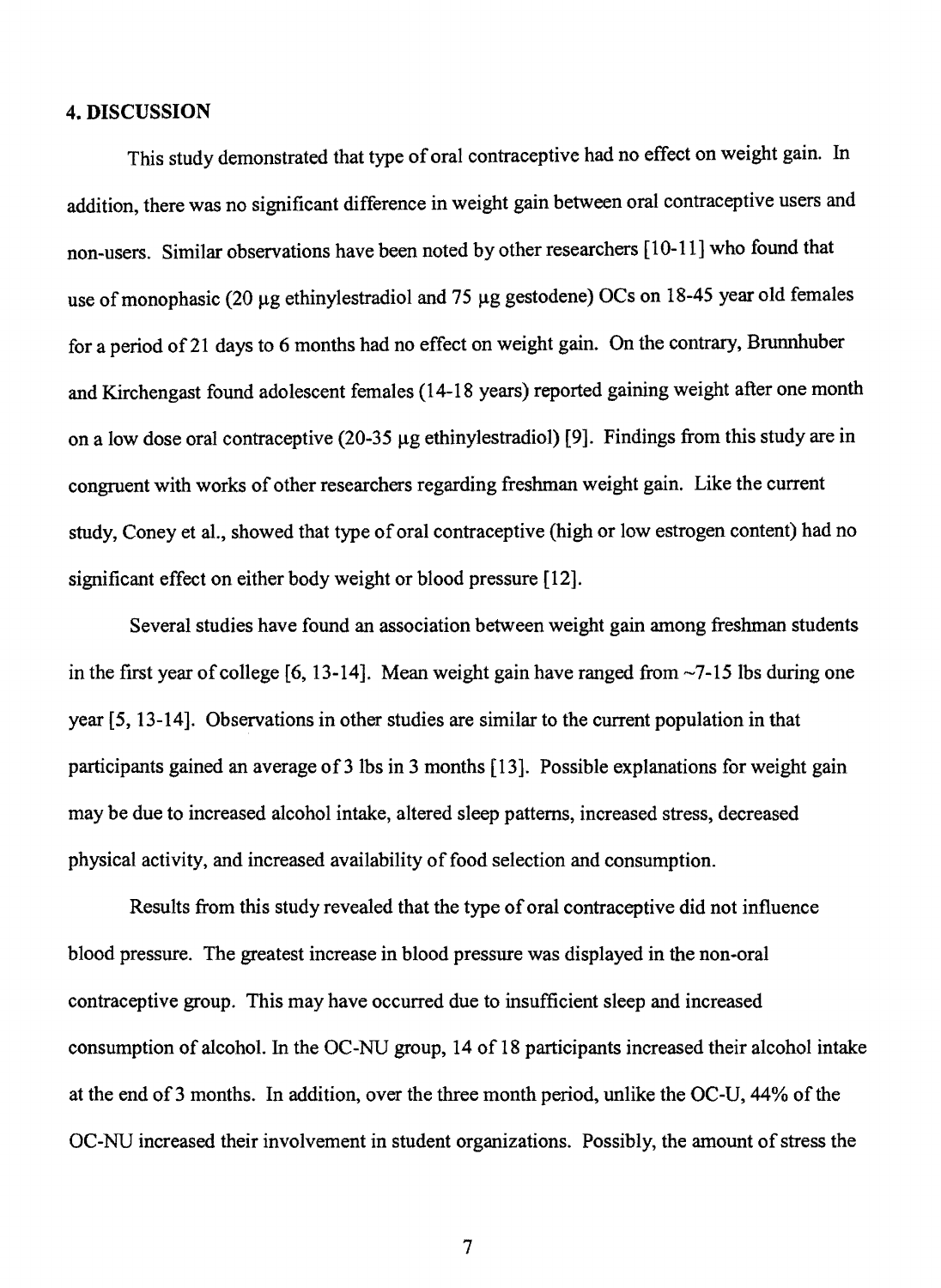## 4. DISCUSSION

This study demonstrated that type of oral contraceptive had no effect on weight gain. In addition, there was no significant difference in weight gain between oral contraceptive users and non-users. Similar observations have been noted by other researchers [10-11] who found that use of monophasic (20 μg ethinylestradiol and 75 μg gestodene) OCs on 18-45 year old females for a period of 21 days to 6 months had no effect on weight gain. On the contrary, Brunnhuber and Kirchengast found adolescent females (14-18 years) reported gaining weight after one month on a low dose oral contraceptive (20-35 μg ethinylestradiol) [9]. Findings from this study are in congruent with works of other researchers regarding freshman weight gain. Like the current study, Coney et al., showed that type of oral contraceptive (high or low estrogen content) had no significant effect on either body weight or blood pressure [12].

Several studies have found an association between weight gain among freshman students in the first year of college [6, 13-14]. Mean weight gain have ranged from ~7-15 lbs during one year [5, 13-14]. Observations in other studies are similar to the current population in that participants gained an average of 3 lbs in 3 months [13]. Possible explanations for weight gain may be due to increased alcohol intake, altered sleep patterns, increased stress, decreased physical activity, and increased availability of food selection and consumption.

Results from this study revealed that the type of oral contraceptive did not influence blood pressure. The greatest increase in blood pressure was displayed in the non-oral contraceptive group. This may have occurred due to insufficient sleep and increased consumption of alcohol. In the OC-NU group, 14 of 18 participants increased their alcohol intake at the end of 3 months. In addition, over the three month period, unlike the OC-U, 44% of the OC-NU increased their involvement in student organizations. Possibly, the amount of stress the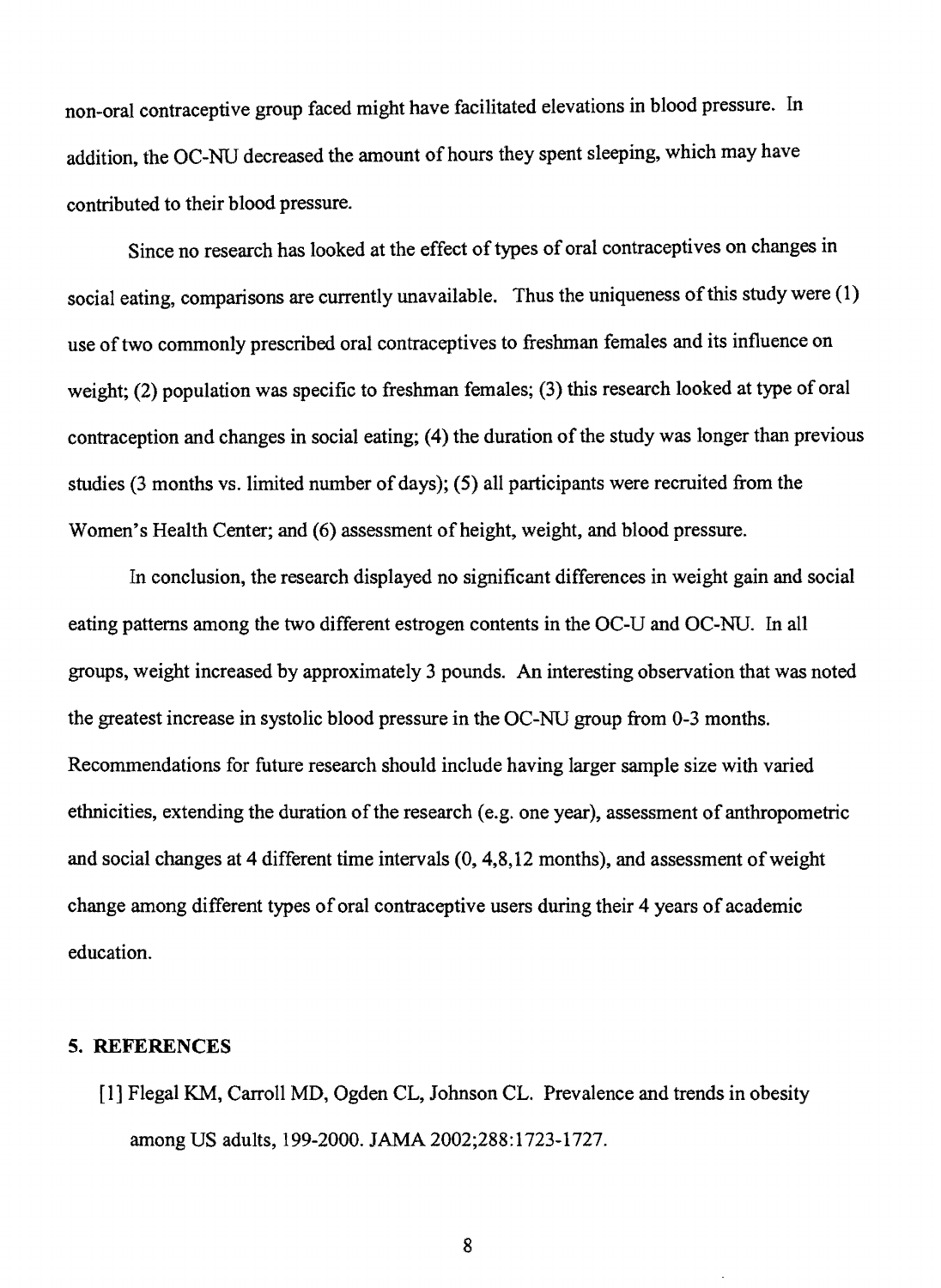non-oral contraceptive group faced might have facilitated elevations in blood pressure. In addition, the OC-NU decreased the amount of hours they spent sleeping, which may have contributed to their blood pressure.

Since no research has looked at the effect of types of oral contraceptives on changes in social eating, comparisons are currently unavailable. Thus the uniqueness of this study were (1) use of two commonly prescribed oral contraceptives to freshman females and its influence on weight; (2) population was specific to freshman females; (3) this research looked at type of oral contraception and changes in social eating; (4) the duration of the study was longer than previous studies (3 months vs. limited number of days); (5) all participants were recruited from the Women's Health Center; and (6) assessment of height, weight, and blood pressure.

In conclusion, the research displayed no significant differences in weight gain and social eating patterns among the two different estrogen contents in the OC-U and OC-NU. In all groups, weight increased by approximately 3 pounds. An interesting observation that was noted the greatest increase in systolic blood pressure in the OC-NU group from 0-3 months. Recommendations for future research should include having larger sample size with varied ethnicities, extending the duration of the research (e.g. one year), assessment of anthropometric and social changes at 4 different time intervals (0, 4,8,12 months), and assessment of weight change among different types of oral contraceptive users during their 4 years of academic education.

## 5. REFERENCES

[1] Flegal KM, Carroll MD, Ogden CL, Johnson CL. Prevalence and trends in obesity among US adults, 199-2000. JAMA 2002;288:1723-1727.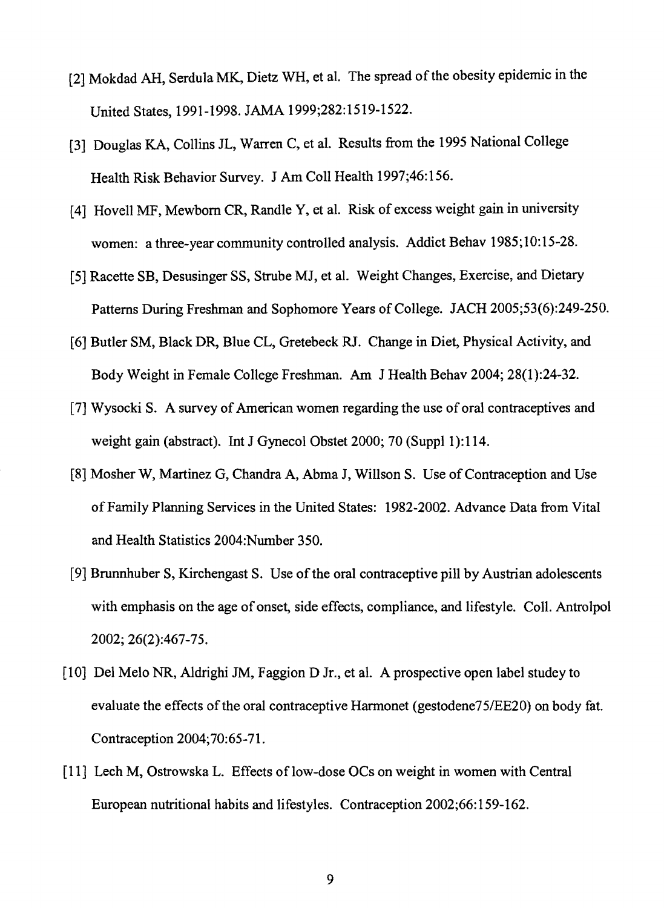[2] Mokdad AH, Serdula MK, Dietz WH, et al. The spread of the obesity epidemic in the United States, 1991-1998. JAMA 1999;282:1519-1522.

[3] Douglas KA, Collins JL, Warren C, et al. Results from the 1995 National College Health Risk Behavior Survey. J Am Coll Health 1997;46:156.

[4] Hovell MF, Mewborn CR, Randle Y, et al. Risk of excess weight gain in university women: a three-year community controlled analysis. Addict Behav 1985;10:15-28.

[5] Racette SB, Desusinger SS, Strube MJ, et al. Weight Changes, Exercise, and Dietary Patterns During Freshman and Sophomore Years of College. JACH 2005;53(6):249-250.

[6] Butler SM, Black DR, Blue CL, Gretebeck RJ. Change in Diet, Physical Activity, and Body Weight in Female College Freshman. Am J Health Behav 2004; 28(1):24-32.

[7] Wysocki S. A survey of American women regarding the use of oral contraceptives and weight gain (abstract). Int J Gynecol Obstet 2000; 70 (Suppl 1):114.

[8] Mosher W, Martinez G, Chandra A, Abma J, Willson S. Use of Contraception and Use of Family Planning Services in the United States: 1982-2002. Advance Data from Vital and Health Statistics 2004:Number 350.

[9] Brunnhuber S, Kirchengast S. Use of the oral contraceptive pill by Austrian adolescents with emphasis on the age of onset, side effects, compliance, and lifestyle. Coll. Antrolpol 2002; 26(2):467-75.

[10] Del Melo NR, Aldrighi JM, Faggion D Jr., et al. A prospective open label studey to evaluate the effects of the oral contraceptive Harmonet (gestodene75/EE20) on body fat. Contraception 2004;70:65-71.

[11] Lech M, Ostrowska L. Effects of low-dose OCs on weight in women with Central European nutritional habits and lifestyles. Contraception 2002;66:159-162.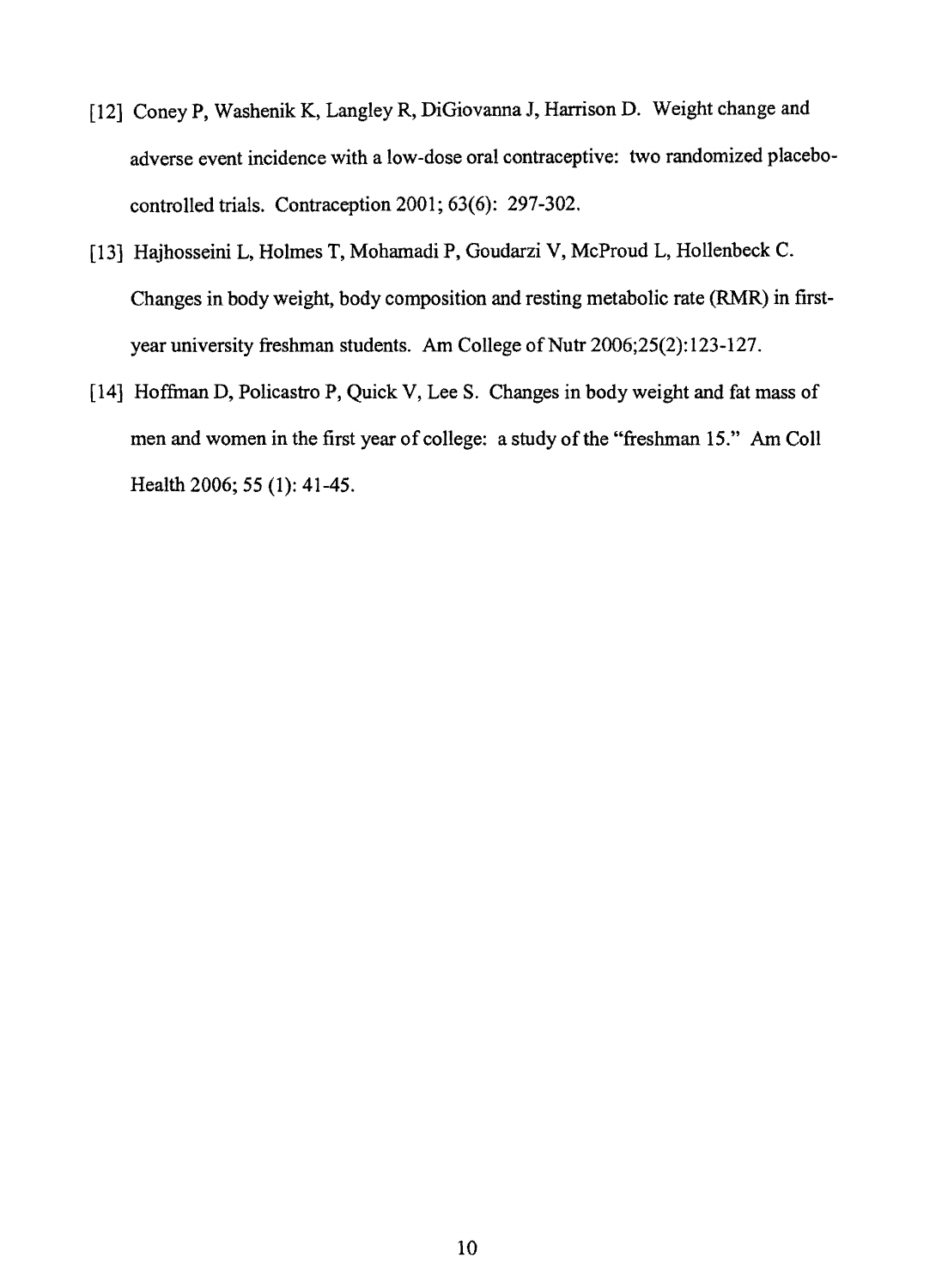[12] Coney P, Washenik K, Langley R, DiGiovanna J, Harrison D. Weight change and adverse event incidence with a low-dose oral contraceptive: two randomized placebo-controlled trials. Contraception 2001; 63(6): 297-302.

[13] Hajhosseini L, Holmes T, Mohamadi P, Goudarzi V, McProud L, Hollenbeck C. Changes in body weight, body composition and resting metabolic rate (RMR) in first-year university freshman students. Am College of Nutr 2006;25(2):123-127.

[14] Hoffman D, Policastro P, Quick V, Lee S. Changes in body weight and fat mass of men and women in the first year of college: a study of the "freshman 15." Am Coll Health 2006; 55 (1): 41-45.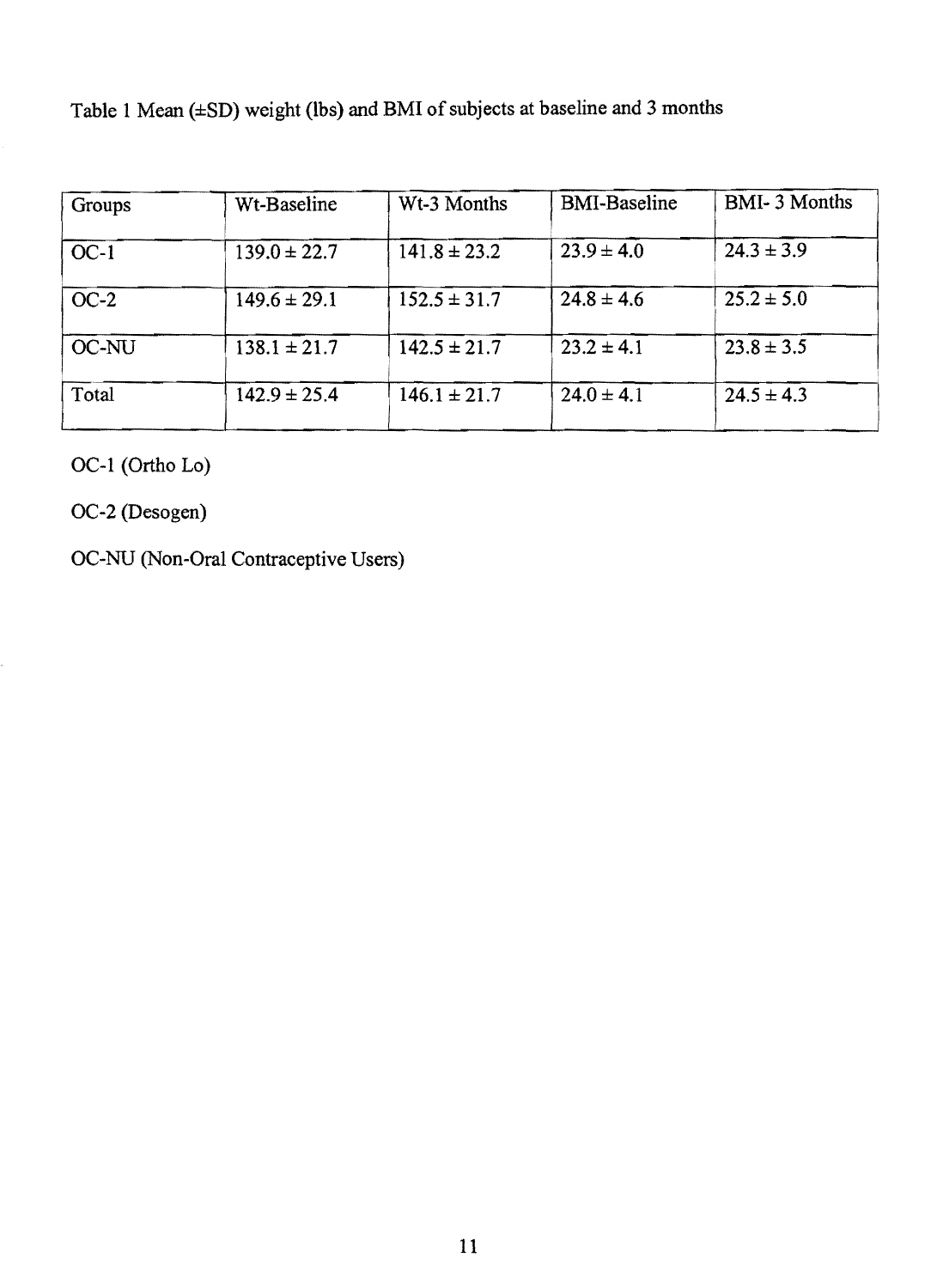Table 1 Mean (±SD) weight (lbs) and BMI of subjects at baseline and 3 months

| Groups | Wt-Baseline | Wt-3 Months | BMI-Baseline | BMI- 3 Months |
|---|---|---|---|---|
| OC-1 | 139.0 ± 22.7 | 141.8 ± 23.2 | 23.9 ± 4.0 | 24.3 ± 3.9 |
| OC-2 | 149.6 ± 29.1 | 152.5 ± 31.7 | 24.8 ± 4.6 | 25.2 ± 5.0 |
| OC-NU | 138.1 ± 21.7 | 142.5 ± 21.7 | 23.2 ± 4.1 | 23.8 ± 3.5 |
| Total | 142.9 ± 25.4 | 146.1 ± 21.7 | 24.0 ± 4.1 | 24.5 ± 4.3 |

OC-1 (Ortho Lo)

OC-2 (Desogen)

OC-NU (Non-Oral Contraceptive Users)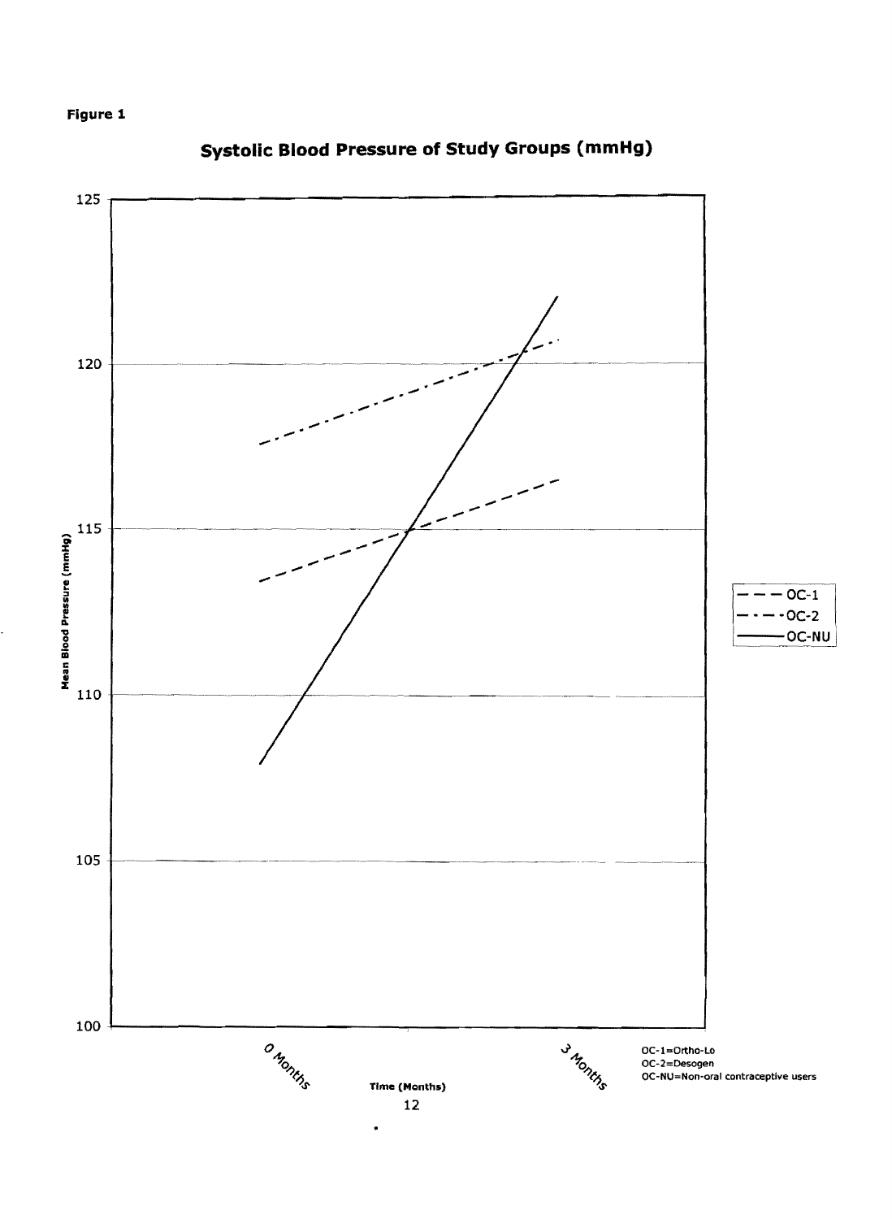**Figure 1**

## Systolic Blood Pressure of Study Groups (mmHg)

Mean Blood Pressure (mmHg)

125
120
115
110
105
100

0 Months — 3 Months

Time (Months)

— — — OC-1
— · — · OC-2
——— OC-NU

OC-1=Ortho-Lo
OC-2=Desogen
OC-NU=Non-oral contraceptive users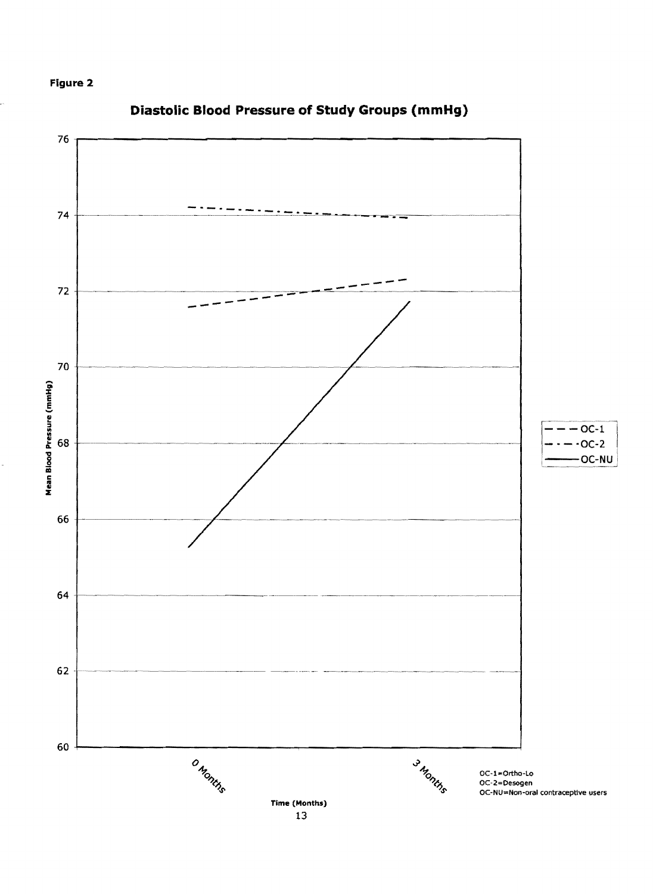**Figure 2**

**Diastolic Blood Pressure of Study Groups (mmHg)**

Mean Blood Pressure (mmHg)

76
74
72
70
68
66
64
62
60

0 Months
3 Months

Time (Months)

OC-1
OC-2
OC-NU

OC-1=Ortho-Lo
OC-2=Desogen
OC-NU=Non-oral contraceptive users